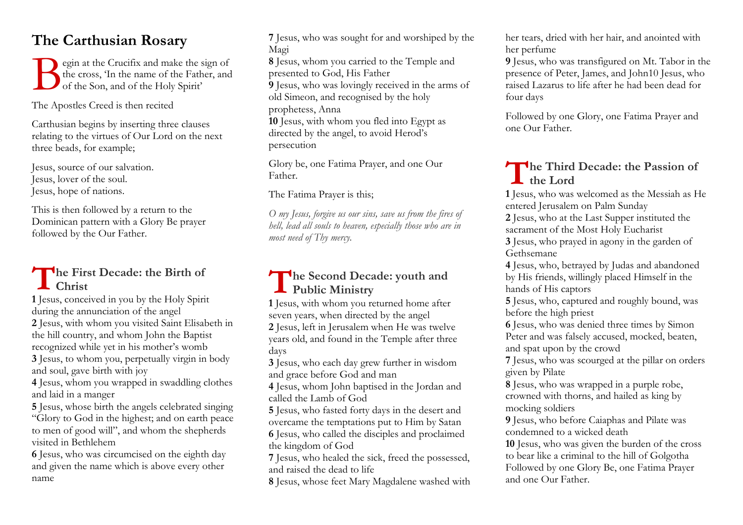# The Carthusian Rosary

Begin at the Crucifix and make the sign of the cross, 'In the name of the Father, and of the Son, and of the Holy Spirit'

The Apostles Creed is then recited

Carthusian begins by inserting three clauses relating to the virtues of Our Lord on the next three beads, for example;

Jesus, source of our salvation.
Jesus, lover of the soul.
Jesus, hope of nations.

This is then followed by a return to the Dominican pattern with a Glory Be prayer followed by the Our Father.

## The First Decade: the Birth of Christ

**1** Jesus, conceived in you by the Holy Spirit during the annunciation of the angel
**2** Jesus, with whom you visited Saint Elisabeth in the hill country, and whom John the Baptist recognized while yet in his mother's womb
**3** Jesus, to whom you, perpetually virgin in body and soul, gave birth with joy
**4** Jesus, whom you wrapped in swaddling clothes and laid in a manger
**5** Jesus, whose birth the angels celebrated singing "Glory to God in the highest; and on earth peace to men of good will", and whom the shepherds visited in Bethlehem
**6** Jesus, who was circumcised on the eighth day and given the name which is above every other name
**7** Jesus, who was sought for and worshiped by the Magi
**8** Jesus, whom you carried to the Temple and presented to God, His Father
**9** Jesus, who was lovingly received in the arms of old Simeon, and recognised by the holy prophetess, Anna
**10** Jesus, with whom you fled into Egypt as directed by the angel, to avoid Herod's persecution

Glory be, one Fatima Prayer, and one Our Father.

The Fatima Prayer is this;

*O my Jesus, forgive us our sins, save us from the fires of hell, lead all souls to heaven, especially those who are in most need of Thy mercy.*

## The Second Decade: youth and Public Ministry

**1** Jesus, with whom you returned home after seven years, when directed by the angel
**2** Jesus, left in Jerusalem when He was twelve years old, and found in the Temple after three days
**3** Jesus, who each day grew further in wisdom and grace before God and man
**4** Jesus, whom John baptised in the Jordan and called the Lamb of God
**5** Jesus, who fasted forty days in the desert and overcame the temptations put to Him by Satan
**6** Jesus, who called the disciples and proclaimed the kingdom of God
**7** Jesus, who healed the sick, freed the possessed, and raised the dead to life
**8** Jesus, whose feet Mary Magdalene washed with her tears, dried with her hair, and anointed with her perfume
**9** Jesus, who was transfigured on Mt. Tabor in the presence of Peter, James, and John10 Jesus, who raised Lazarus to life after he had been dead for four days

Followed by one Glory, one Fatima Prayer and one Our Father.

## The Third Decade: the Passion of the Lord

**1** Jesus, who was welcomed as the Messiah as He entered Jerusalem on Palm Sunday
**2** Jesus, who at the Last Supper instituted the sacrament of the Most Holy Eucharist
**3** Jesus, who prayed in agony in the garden of Gethsemane
**4** Jesus, who, betrayed by Judas and abandoned by His friends, willingly placed Himself in the hands of His captors
**5** Jesus, who, captured and roughly bound, was before the high priest
**6** Jesus, who was denied three times by Simon Peter and was falsely accused, mocked, beaten, and spat upon by the crowd
**7** Jesus, who was scourged at the pillar on orders given by Pilate
**8** Jesus, who was wrapped in a purple robe, crowned with thorns, and hailed as king by mocking soldiers
**9** Jesus, who before Caiaphas and Pilate was condemned to a wicked death
**10** Jesus, who was given the burden of the cross to bear like a criminal to the hill of Golgotha
Followed by one Glory Be, one Fatima Prayer and one Our Father.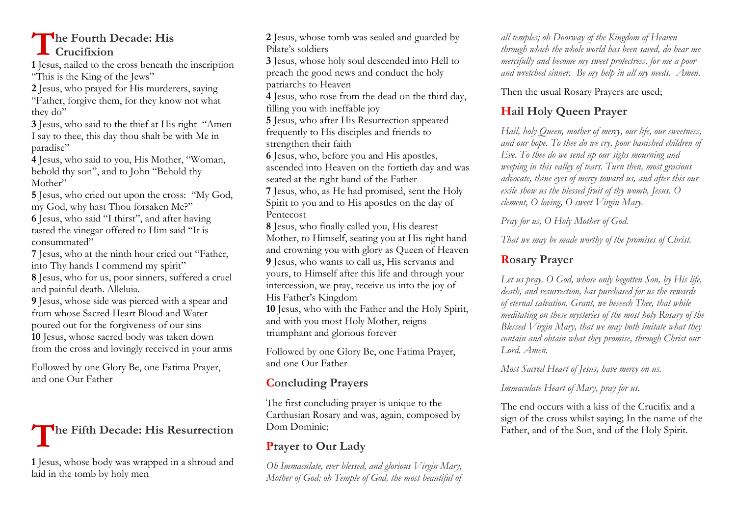## The Fourth Decade: His Crucifixion

**1** Jesus, nailed to the cross beneath the inscription "This is the King of the Jews"
**2** Jesus, who prayed for His murderers, saying "Father, forgive them, for they know not what they do"
**3** Jesus, who said to the thief at His right "Amen I say to thee, this day thou shalt be with Me in paradise"
**4** Jesus, who said to you, His Mother, "Woman, behold thy son", and to John "Behold thy Mother"
**5** Jesus, who cried out upon the cross: "My God, my God, why hast Thou forsaken Me?"
**6** Jesus, who said "I thirst", and after having tasted the vinegar offered to Him said "It is consummated"
**7** Jesus, who at the ninth hour cried out "Father, into Thy hands I commend my spirit"
**8** Jesus, who for us, poor sinners, suffered a cruel and painful death. Alleluia.
**9** Jesus, whose side was pierced with a spear and from whose Sacred Heart Blood and Water poured out for the forgiveness of our sins
**10** Jesus, whose sacred body was taken down from the cross and lovingly received in your arms

Followed by one Glory Be, one Fatima Prayer, and one Our Father

## The Fifth Decade: His Resurrection

**1** Jesus, whose body was wrapped in a shroud and laid in the tomb by holy men
**2** Jesus, whose tomb was sealed and guarded by Pilate's soldiers
**3** Jesus, whose holy soul descended into Hell to preach the good news and conduct the holy patriarchs to Heaven
**4** Jesus, who rose from the dead on the third day, filling you with ineffable joy
**5** Jesus, who after His Resurrection appeared frequently to His disciples and friends to strengthen their faith
**6** Jesus, who, before you and His apostles, ascended into Heaven on the fortieth day and was seated at the right hand of the Father
**7** Jesus, who, as He had promised, sent the Holy Spirit to you and to His apostles on the day of Pentecost
**8** Jesus, who finally called you, His dearest Mother, to Himself, seating you at His right hand and crowning you with glory as Queen of Heaven
**9** Jesus, who wants to call us, His servants and yours, to Himself after this life and through your intercession, we pray, receive us into the joy of His Father's Kingdom
**10** Jesus, who with the Father and the Holy Spirit, and with you most Holy Mother, reigns triumphant and glorious forever

Followed by one Glory Be, one Fatima Prayer, and one Our Father

## Concluding Prayers

The first concluding prayer is unique to the Carthusian Rosary and was, again, composed by Dom Dominic;

### Prayer to Our Lady

*Oh Immaculate, ever blessed, and glorious Virgin Mary, Mother of God; oh Temple of God, the most beautiful of all temples; oh Doorway of the Kingdom of Heaven through which the whole world has been saved, do hear me mercifully and become my sweet protectress, for me a poor and wretched sinner. Be my help in all my needs. Amen.*

Then the usual Rosary Prayers are used;

### Hail Holy Queen Prayer

*Hail, holy Queen, mother of mercy, our life, our sweetness, and our hope. To thee do we cry, poor banished children of Eve. To thee do we send up our sighs mourning and weeping in this valley of tears. Turn then, most gracious advocate, thine eyes of mercy toward us, and after this our exile show us the blessed fruit of thy womb, Jesus. O clement, O loving, O sweet Virgin Mary.*

*Pray for us, O Holy Mother of God.*

*That we may be made worthy of the promises of Christ.*

### Rosary Prayer

*Let us pray. O God, whose only begotten Son, by His life, death, and resurrection, has purchased for us the rewards of eternal salvation. Grant, we beseech Thee, that while meditating on these mysteries of the most holy Rosary of the Blessed Virgin Mary, that we may both imitate what they contain and obtain what they promise, through Christ our Lord. Amen.*

*Most Sacred Heart of Jesus, have mercy on us.*

*Immaculate Heart of Mary, pray for us.*

The end occurs with a kiss of the Crucifix and a sign of the cross whilst saying; In the name of the Father, and of the Son, and of the Holy Spirit.